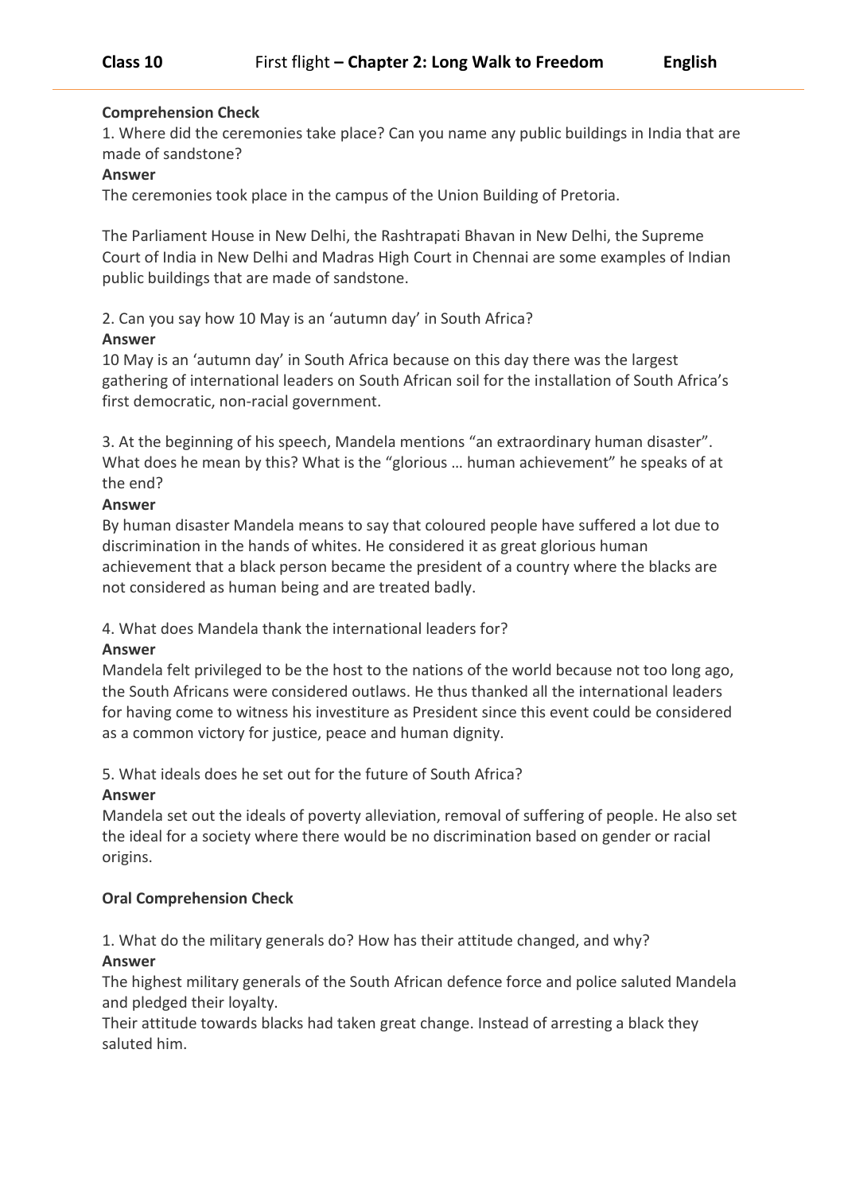**Comprehension Check**

1. Where did the ceremonies take place? Can you name any public buildings in India that are made of sandstone?

**Answer**

The ceremonies took place in the campus of the Union Building of Pretoria.

The Parliament House in New Delhi, the Rashtrapati Bhavan in New Delhi, the Supreme Court of India in New Delhi and Madras High Court in Chennai are some examples of Indian public buildings that are made of sandstone.

2. Can you say how 10 May is an 'autumn day' in South Africa?

**Answer**

10 May is an 'autumn day' in South Africa because on this day there was the largest gathering of international leaders on South African soil for the installation of South Africa's first democratic, non-racial government.

3. At the beginning of his speech, Mandela mentions "an extraordinary human disaster". What does he mean by this? What is the "glorious … human achievement" he speaks of at the end?

**Answer**

By human disaster Mandela means to say that coloured people have suffered a lot due to discrimination in the hands of whites. He considered it as great glorious human achievement that a black person became the president of a country where the blacks are not considered as human being and are treated badly.

4. What does Mandela thank the international leaders for?

**Answer**

Mandela felt privileged to be the host to the nations of the world because not too long ago, the South Africans were considered outlaws. He thus thanked all the international leaders for having come to witness his investiture as President since this event could be considered as a common victory for justice, peace and human dignity.

5. What ideals does he set out for the future of South Africa?

**Answer**

Mandela set out the ideals of poverty alleviation, removal of suffering of people. He also set the ideal for a society where there would be no discrimination based on gender or racial origins.

**Oral Comprehension Check**

1. What do the military generals do? How has their attitude changed, and why?

**Answer**

The highest military generals of the South African defence force and police saluted Mandela and pledged their loyalty.

Their attitude towards blacks had taken great change. Instead of arresting a black they saluted him.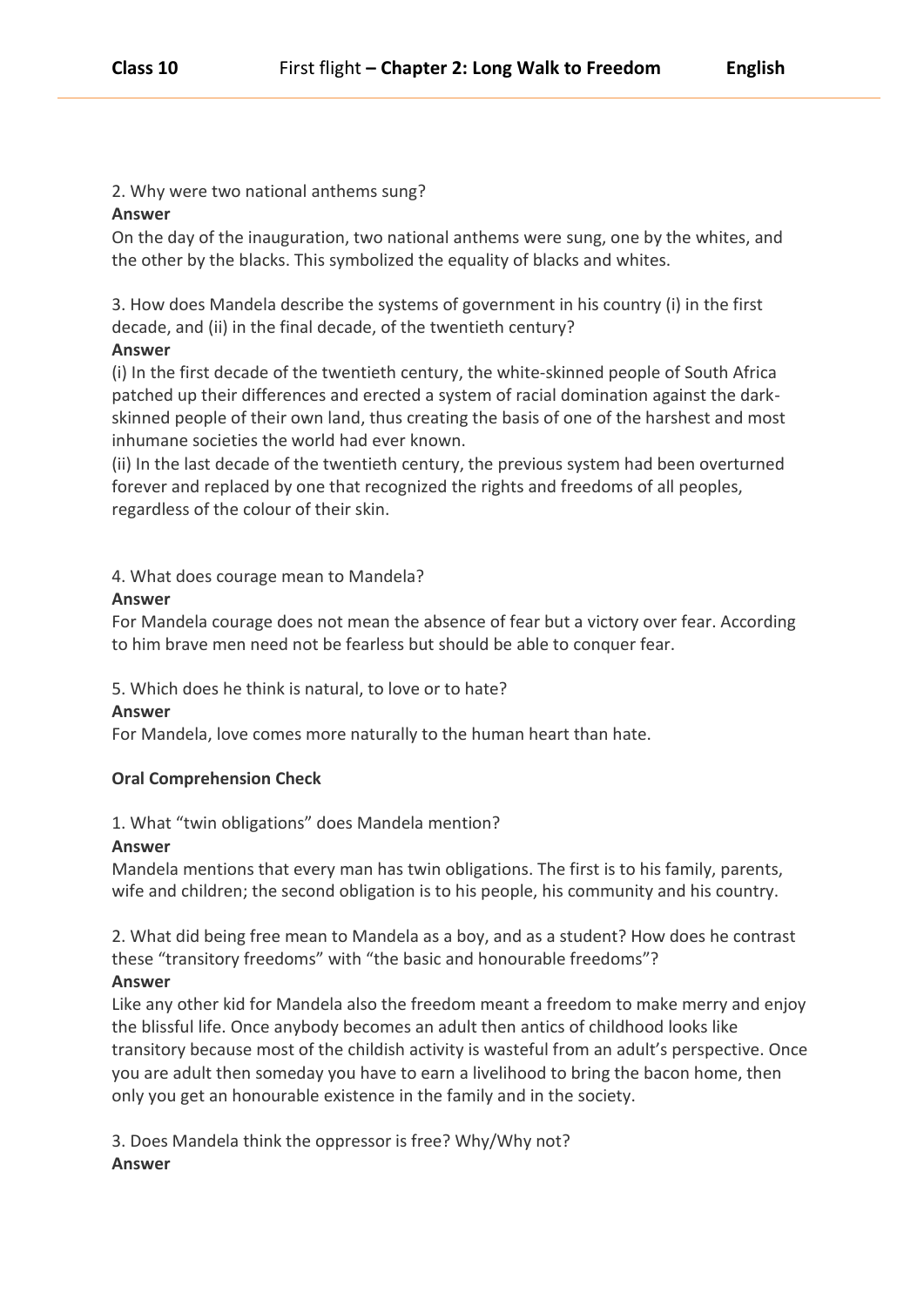2. Why were two national anthems sung?

**Answer**

On the day of the inauguration, two national anthems were sung, one by the whites, and the other by the blacks. This symbolized the equality of blacks and whites.

3. How does Mandela describe the systems of government in his country (i) in the first decade, and (ii) in the final decade, of the twentieth century?

**Answer**

(i) In the first decade of the twentieth century, the white-skinned people of South Africa patched up their differences and erected a system of racial domination against the dark-skinned people of their own land, thus creating the basis of one of the harshest and most inhumane societies the world had ever known.

(ii) In the last decade of the twentieth century, the previous system had been overturned forever and replaced by one that recognized the rights and freedoms of all peoples, regardless of the colour of their skin.

4. What does courage mean to Mandela?

**Answer**

For Mandela courage does not mean the absence of fear but a victory over fear. According to him brave men need not be fearless but should be able to conquer fear.

5. Which does he think is natural, to love or to hate?

**Answer**

For Mandela, love comes more naturally to the human heart than hate.

**Oral Comprehension Check**

1. What "twin obligations" does Mandela mention?

**Answer**

Mandela mentions that every man has twin obligations. The first is to his family, parents, wife and children; the second obligation is to his people, his community and his country.

2. What did being free mean to Mandela as a boy, and as a student? How does he contrast these "transitory freedoms" with "the basic and honourable freedoms"?

**Answer**

Like any other kid for Mandela also the freedom meant a freedom to make merry and enjoy the blissful life. Once anybody becomes an adult then antics of childhood looks like transitory because most of the childish activity is wasteful from an adult's perspective. Once you are adult then someday you have to earn a livelihood to bring the bacon home, then only you get an honourable existence in the family and in the society.

3. Does Mandela think the oppressor is free? Why/Why not?

**Answer**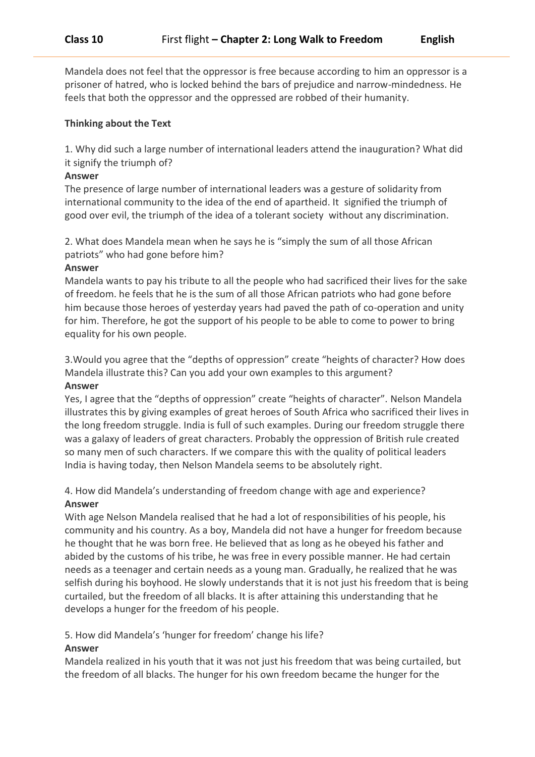Mandela does not feel that the oppressor is free because according to him an oppressor is a prisoner of hatred, who is locked behind the bars of prejudice and narrow-mindedness. He feels that both the oppressor and the oppressed are robbed of their humanity.

**Thinking about the Text**

1. Why did such a large number of international leaders attend the inauguration? What did it signify the triumph of?

**Answer**

The presence of large number of international leaders was a gesture of solidarity from international community to the idea of the end of apartheid. It signified the triumph of good over evil, the triumph of the idea of a tolerant society without any discrimination.

2. What does Mandela mean when he says he is "simply the sum of all those African patriots" who had gone before him?

**Answer**

Mandela wants to pay his tribute to all the people who had sacrificed their lives for the sake of freedom. he feels that he is the sum of all those African patriots who had gone before him because those heroes of yesterday years had paved the path of co-operation and unity for him. Therefore, he got the support of his people to be able to come to power to bring equality for his own people.

3.Would you agree that the "depths of oppression" create "heights of character? How does Mandela illustrate this? Can you add your own examples to this argument?

**Answer**

Yes, I agree that the "depths of oppression" create "heights of character". Nelson Mandela illustrates this by giving examples of great heroes of South Africa who sacrificed their lives in the long freedom struggle. India is full of such examples. During our freedom struggle there was a galaxy of leaders of great characters. Probably the oppression of British rule created so many men of such characters. If we compare this with the quality of political leaders India is having today, then Nelson Mandela seems to be absolutely right.

4. How did Mandela's understanding of freedom change with age and experience?

**Answer**

With age Nelson Mandela realised that he had a lot of responsibilities of his people, his community and his country. As a boy, Mandela did not have a hunger for freedom because he thought that he was born free. He believed that as long as he obeyed his father and abided by the customs of his tribe, he was free in every possible manner. He had certain needs as a teenager and certain needs as a young man. Gradually, he realized that he was selfish during his boyhood. He slowly understands that it is not just his freedom that is being curtailed, but the freedom of all blacks. It is after attaining this understanding that he develops a hunger for the freedom of his people.

5. How did Mandela's 'hunger for freedom' change his life?

**Answer**

Mandela realized in his youth that it was not just his freedom that was being curtailed, but the freedom of all blacks. The hunger for his own freedom became the hunger for the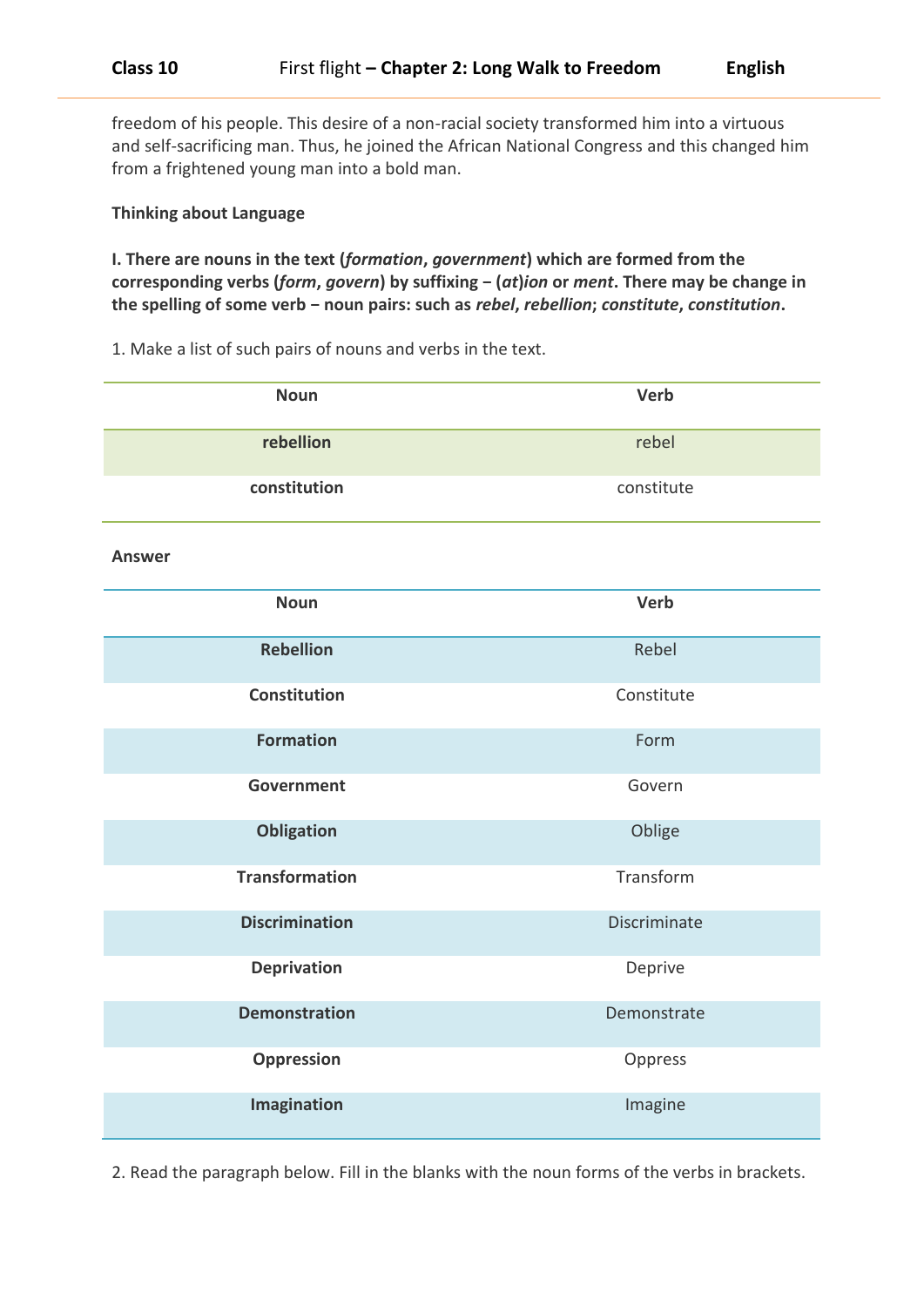freedom of his people. This desire of a non-racial society transformed him into a virtuous and self-sacrificing man. Thus, he joined the African National Congress and this changed him from a frightened young man into a bold man.

**Thinking about Language**

**I. There are nouns in the text (*formation*, *government*) which are formed from the corresponding verbs (*form*, *govern*) by suffixing – (*at*)*ion* or *ment*. There may be change in the spelling of some verb – noun pairs: such as *rebel*, *rebellion*; *constitute*, *constitution*.**

1. Make a list of such pairs of nouns and verbs in the text.

| Noun | Verb |
|---|---|
| **rebellion** | rebel |
| **constitution** | constitute |

**Answer**

| Noun | Verb |
|---|---|
| **Rebellion** | Rebel |
| **Constitution** | Constitute |
| **Formation** | Form |
| **Government** | Govern |
| **Obligation** | Oblige |
| **Transformation** | Transform |
| **Discrimination** | Discriminate |
| **Deprivation** | Deprive |
| **Demonstration** | Demonstrate |
| **Oppression** | Oppress |
| **Imagination** | Imagine |

2. Read the paragraph below. Fill in the blanks with the noun forms of the verbs in brackets.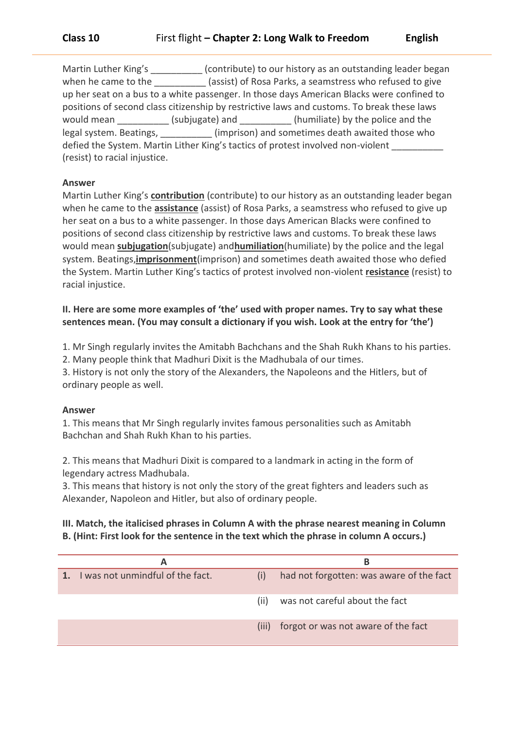Martin Luther King's __________ (contribute) to our history as an outstanding leader began when he came to the __________ (assist) of Rosa Parks, a seamstress who refused to give up her seat on a bus to a white passenger. In those days American Blacks were confined to positions of second class citizenship by restrictive laws and customs. To break these laws would mean __________ (subjugate) and __________ (humiliate) by the police and the legal system. Beatings, __________ (imprison) and sometimes death awaited those who defied the System. Martin Lither King's tactics of protest involved non-violent __________ (resist) to racial injustice.

**Answer**

Martin Luther King's **contribution** (contribute) to our history as an outstanding leader began when he came to the **assistance** (assist) of Rosa Parks, a seamstress who refused to give up her seat on a bus to a white passenger. In those days American Blacks were confined to positions of second class citizenship by restrictive laws and customs. To break these laws would mean **subjugation**(subjugate) and**humiliation**(humiliate) by the police and the legal system. Beatings,**imprisonment**(imprison) and sometimes death awaited those who defied the System. Martin Luther King's tactics of protest involved non-violent **resistance** (resist) to racial injustice.

**II. Here are some more examples of 'the' used with proper names. Try to say what these sentences mean. (You may consult a dictionary if you wish. Look at the entry for 'the')**

1. Mr Singh regularly invites the Amitabh Bachchans and the Shah Rukh Khans to his parties.
2. Many people think that Madhuri Dixit is the Madhubala of our times.
3. History is not only the story of the Alexanders, the Napoleons and the Hitlers, but of ordinary people as well.

**Answer**

1. This means that Mr Singh regularly invites famous personalities such as Amitabh Bachchan and Shah Rukh Khan to his parties.

2. This means that Madhuri Dixit is compared to a landmark in acting in the form of legendary actress Madhubala.

3. This means that history is not only the story of the great fighters and leaders such as Alexander, Napoleon and Hitler, but also of ordinary people.

**III. Match, the italicised phrases in Column A with the phrase nearest meaning in Column B. (Hint: First look for the sentence in the text which the phrase in column A occurs.)**

| A | B |
|---|---|
| **1.** I was not unmindful of the fact. | (i) had not forgotten: was aware of the fact |
| | (ii) was not careful about the fact |
| | (iii) forgot or was not aware of the fact |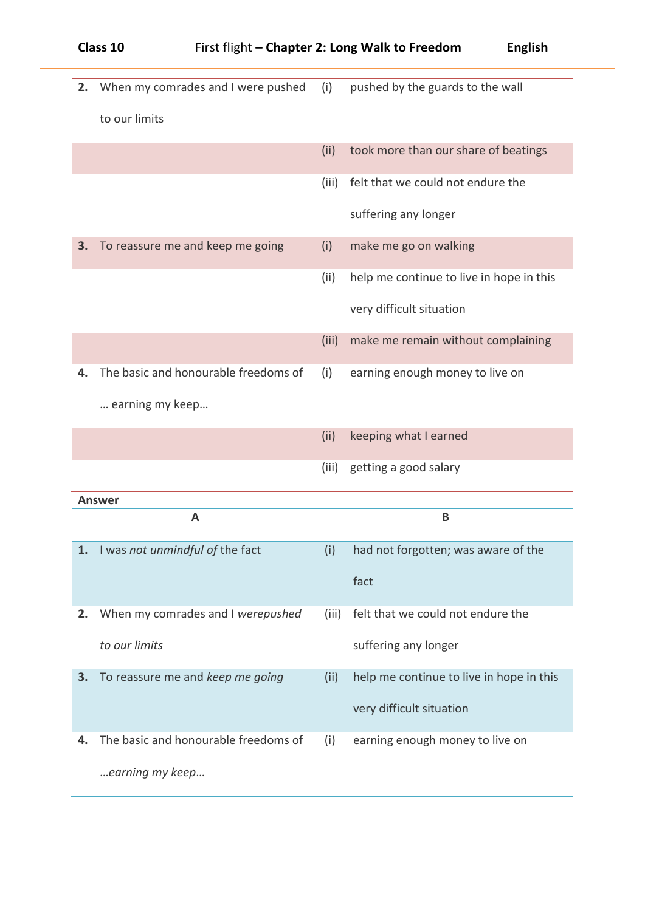| | | | |
|---|---|---|---|
| **2.** | When my comrades and I were pushed to our limits | (i) | pushed by the guards to the wall |
| | | (ii) | took more than our share of beatings |
| | | (iii) | felt that we could not endure the suffering any longer |
| **3.** | To reassure me and keep me going | (i) | make me go on walking |
| | | (ii) | help me continue to live in hope in this very difficult situation |
| | | (iii) | make me remain without complaining |
| **4.** | The basic and honourable freedoms of … earning my keep… | (i) | earning enough money to live on |
| | | (ii) | keeping what I earned |
| | | (iii) | getting a good salary |

**Answer**

| | A | | B |
|---|---|---|---|
| **1.** | I was *not unmindful of* the fact | (i) | had not forgotten; was aware of the fact |
| **2.** | When my comrades and I *werepushed to our limits* | (iii) | felt that we could not endure the suffering any longer |
| **3.** | To reassure me and *keep me going* | (ii) | help me continue to live in hope in this very difficult situation |
| **4.** | The basic and honourable freedoms of …*earning my keep*… | (i) | earning enough money to live on |